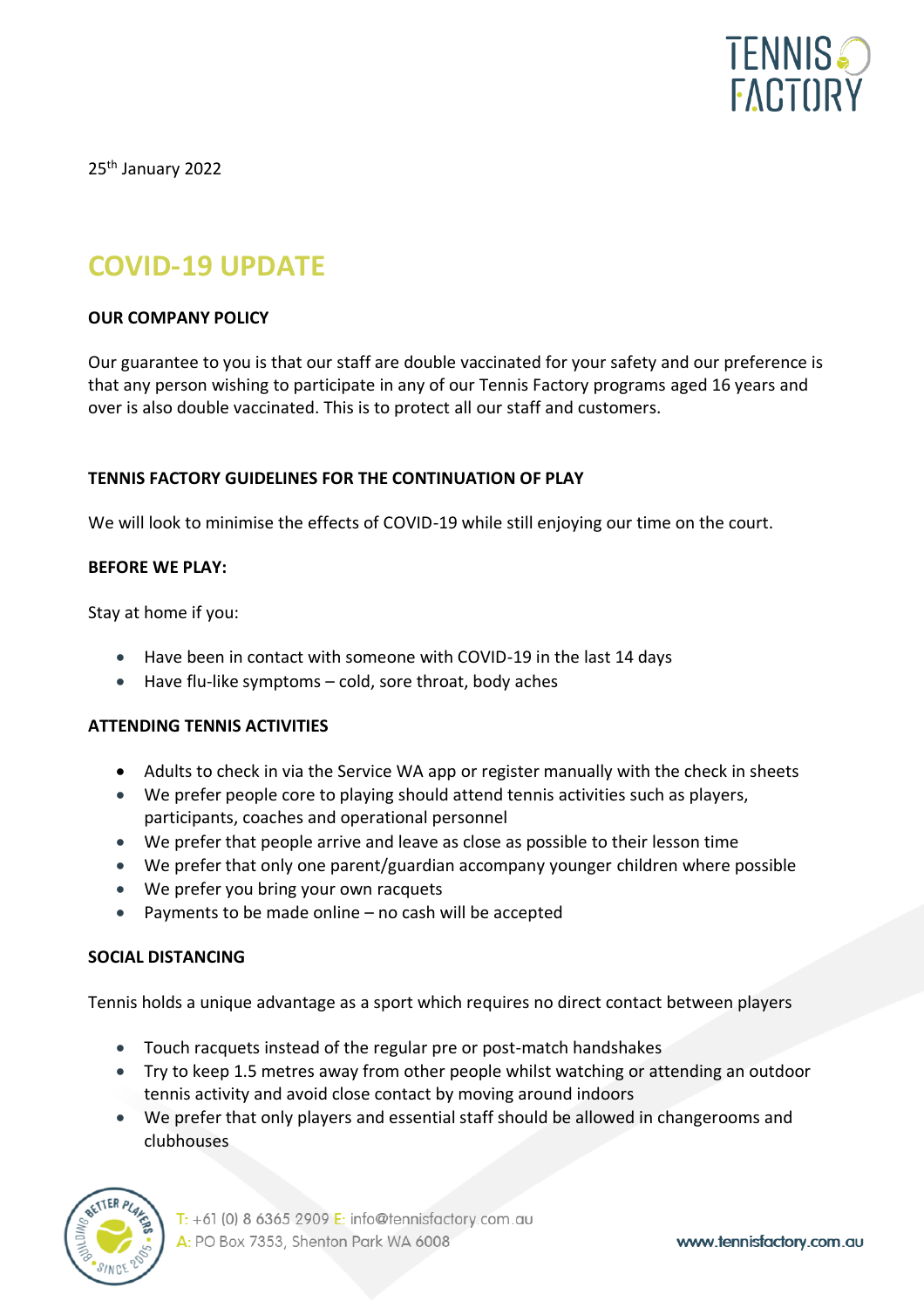25th January 2022

# COVID-19 UPDATE

**OUR COMPANY POLICY**

Our guarantee to you is that our staff are double vaccinated for your safety and our preference is that any person wishing to participate in any of our Tennis Factory programs aged 16 years and over is also double vaccinated. This is to protect all our staff and customers.

**TENNIS FACTORY GUIDELINES FOR THE CONTINUATION OF PLAY**

We will look to minimise the effects of COVID-19 while still enjoying our time on the court.

**BEFORE WE PLAY:**

Stay at home if you:

- Have been in contact with someone with COVID-19 in the last 14 days
- Have flu-like symptoms – cold, sore throat, body aches

**ATTENDING TENNIS ACTIVITIES**

- Adults to check in via the Service WA app or register manually with the check in sheets
- We prefer people core to playing should attend tennis activities such as players, participants, coaches and operational personnel
- We prefer that people arrive and leave as close as possible to their lesson time
- We prefer that only one parent/guardian accompany younger children where possible
- We prefer you bring your own racquets
- Payments to be made online – no cash will be accepted

**SOCIAL DISTANCING**

Tennis holds a unique advantage as a sport which requires no direct contact between players

- Touch racquets instead of the regular pre or post-match handshakes
- Try to keep 1.5 metres away from other people whilst watching or attending an outdoor tennis activity and avoid close contact by moving around indoors
- We prefer that only players and essential staff should be allowed in changerooms and clubhouses

T: +61 (0) 8 6365 2909 E: info@tennisfactory.com.au
A: PO Box 7353, Shenton Park WA 6008

www.tennisfactory.com.au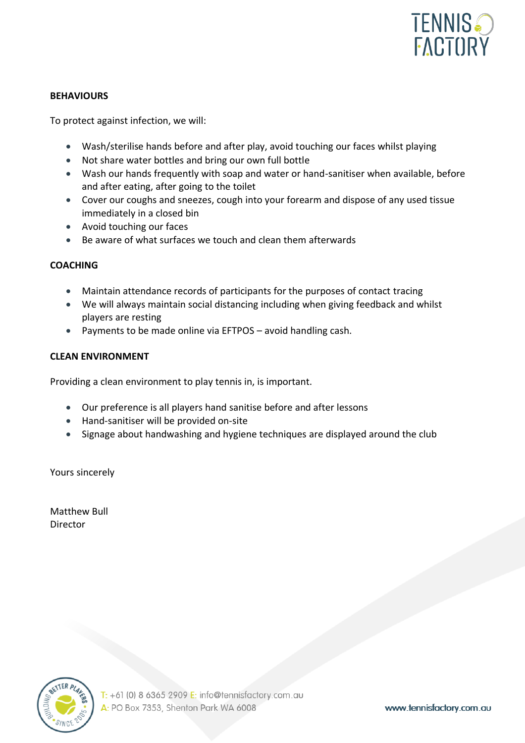**BEHAVIOURS**

To protect against infection, we will:

- Wash/sterilise hands before and after play, avoid touching our faces whilst playing
- Not share water bottles and bring our own full bottle
- Wash our hands frequently with soap and water or hand-sanitiser when available, before and after eating, after going to the toilet
- Cover our coughs and sneezes, cough into your forearm and dispose of any used tissue immediately in a closed bin
- Avoid touching our faces
- Be aware of what surfaces we touch and clean them afterwards

**COACHING**

- Maintain attendance records of participants for the purposes of contact tracing
- We will always maintain social distancing including when giving feedback and whilst players are resting
- Payments to be made online via EFTPOS – avoid handling cash.

**CLEAN ENVIRONMENT**

Providing a clean environment to play tennis in, is important.

- Our preference is all players hand sanitise before and after lessons
- Hand-sanitiser will be provided on-site
- Signage about handwashing and hygiene techniques are displayed around the club

Yours sincerely

Matthew Bull
Director